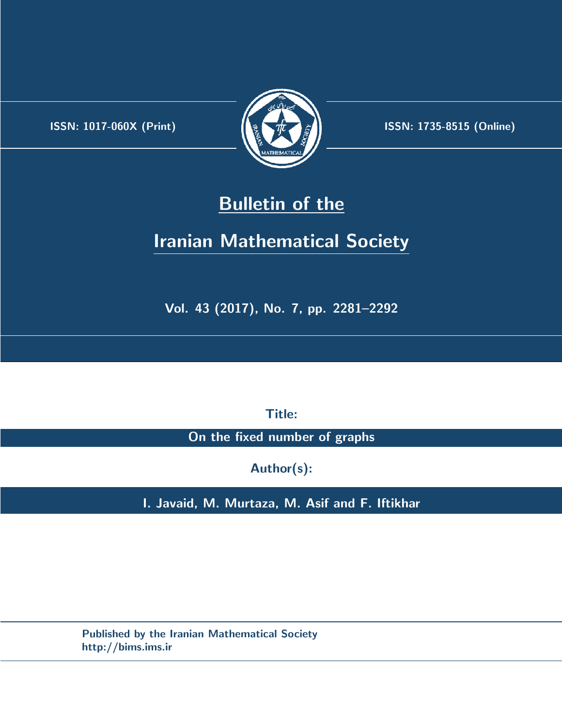ISSN: 1017-060X (Print)

ISSN: 1735-8515 (Online)

# Bulletin of the Iranian Mathematical Society

Vol. 43 (2017), No. 7, pp. 2281–2292

**Title:**

**On the fixed number of graphs**

**Author(s):**

**I. Javaid, M. Murtaza, M. Asif and F. Iftikhar**

Published by the Iranian Mathematical Society
http://bims.ims.ir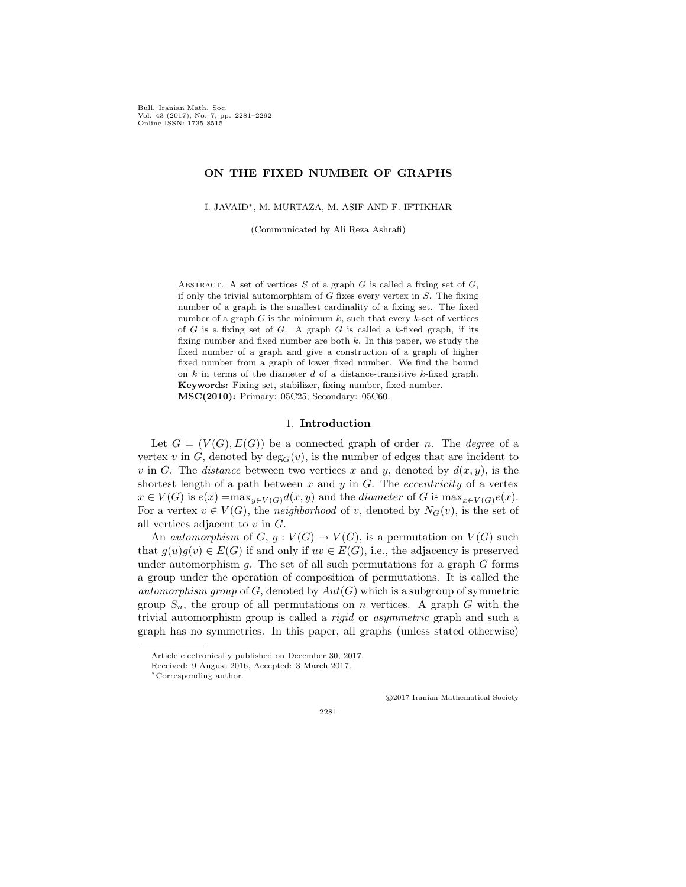**ON THE FIXED NUMBER OF GRAPHS**

I. JAVAID*, M. MURTAZA, M. ASIF AND F. IFTIKHAR

(Communicated by Ali Reza Ashrafi)

Abstract. A set of vertices $S$ of a graph $G$ is called a fixing set of $G$, if only the trivial automorphism of $G$ fixes every vertex in $S$. The fixing number of a graph is the smallest cardinality of a fixing set. The fixed number of a graph $G$ is the minimum $k$, such that every $k$-set of vertices of $G$ is a fixing set of $G$. A graph $G$ is called a $k$-fixed graph, if its fixing number and fixed number are both $k$. In this paper, we study the fixed number of a graph and give a construction of a graph of higher fixed number from a graph of lower fixed number. We find the bound on $k$ in terms of the diameter $d$ of a distance-transitive $k$-fixed graph.

**Keywords:** Fixing set, stabilizer, fixing number, fixed number.

**MSC(2010):** Primary: 05C25; Secondary: 05C60.

## 1. Introduction

Let $G = (V(G), E(G))$ be a connected graph of order $n$. The *degree* of a vertex $v$ in $G$, denoted by $\deg_G(v)$, is the number of edges that are incident to $v$ in $G$. The *distance* between two vertices $x$ and $y$, denoted by $d(x, y)$, is the shortest length of a path between $x$ and $y$ in $G$. The *eccentricity* of a vertex $x \in V(G)$ is $e(x) = \max_{y \in V(G)} d(x, y)$ and the *diameter* of $G$ is $\max_{x \in V(G)} e(x)$. For a vertex $v \in V(G)$, the *neighborhood* of $v$, denoted by $N_G(v)$, is the set of all vertices adjacent to $v$ in $G$.

An *automorphism* of $G$, $g : V(G) \to V(G)$, is a permutation on $V(G)$ such that $g(u)g(v) \in E(G)$ if and only if $uv \in E(G)$, i.e., the adjacency is preserved under automorphism $g$. The set of all such permutations for a graph $G$ forms a group under the operation of composition of permutations. It is called the *automorphism group* of $G$, denoted by $Aut(G)$ which is a subgroup of symmetric group $S_n$, the group of all permutations on $n$ vertices. A graph $G$ with the trivial automorphism group is called a *rigid* or *asymmetric* graph and such a graph has no symmetries. In this paper, all graphs (unless stated otherwise)

Article electronically published on December 30, 2017.

Received: 9 August 2016, Accepted: 3 March 2017.

*Corresponding author.

©2017 Iranian Mathematical Society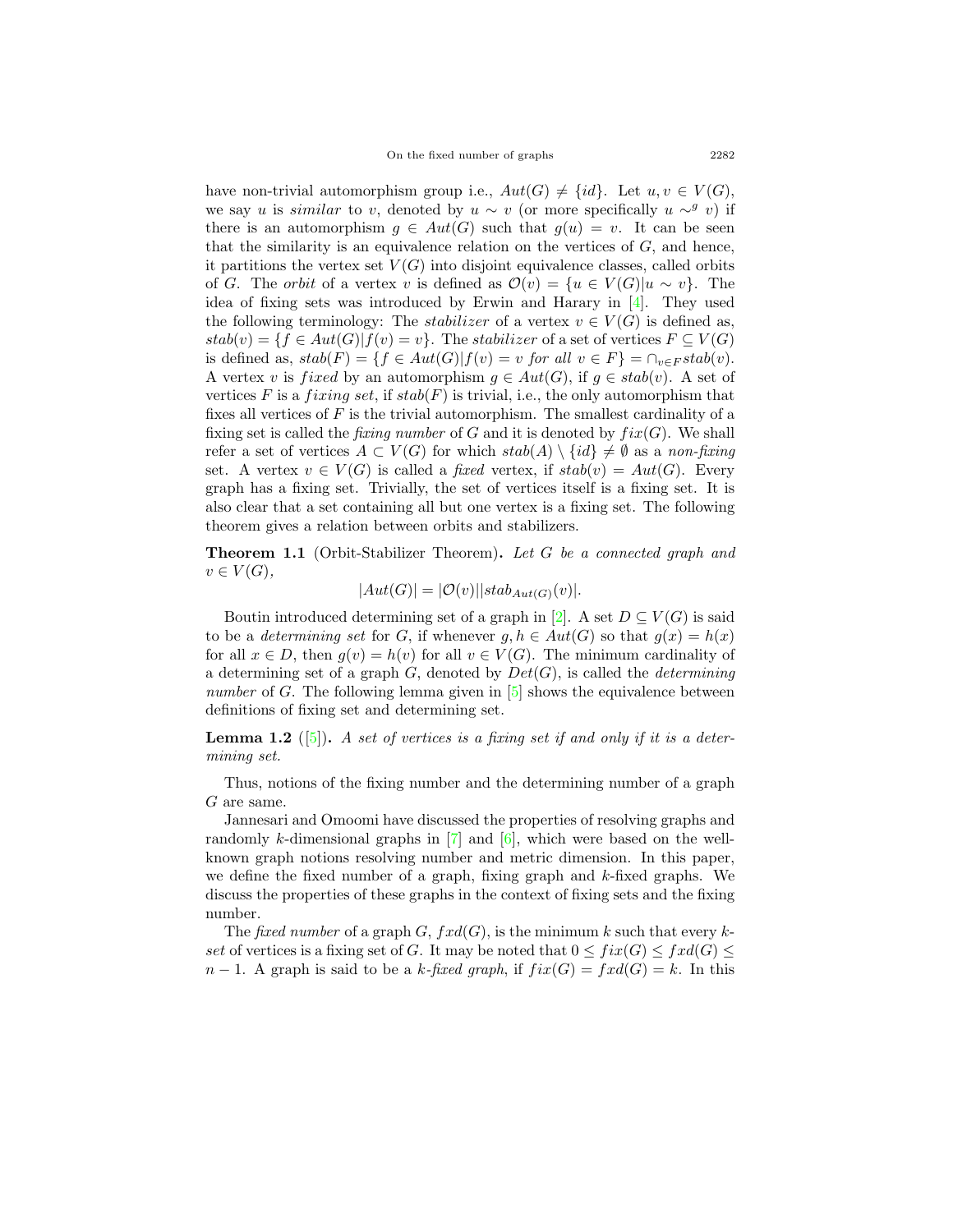have non-trivial automorphism group i.e., $Aut(G) \neq \{id\}$. Let $u, v \in V(G)$, we say $u$ is *similar* to $v$, denoted by $u \sim v$ (or more specifically $u \sim^g v$) if there is an automorphism $g \in Aut(G)$ such that $g(u) = v$. It can be seen that the similarity is an equivalence relation on the vertices of $G$, and hence, it partitions the vertex set $V(G)$ into disjoint equivalence classes, called orbits of $G$. The *orbit* of a vertex $v$ is defined as $\mathcal{O}(v) = \{u \in V(G) | u \sim v\}$. The idea of fixing sets was introduced by Erwin and Harary in [4]. They used the following terminology: The *stabilizer* of a vertex $v \in V(G)$ is defined as, $stab(v) = \{f \in Aut(G) | f(v) = v\}$. The *stabilizer* of a set of vertices $F \subseteq V(G)$ is defined as, $stab(F) = \{f \in Aut(G) | f(v) = v \text{ for all } v \in F\} = \cap_{v \in F} stab(v)$. A vertex $v$ is *fixed* by an automorphism $g \in Aut(G)$, if $g \in stab(v)$. A set of vertices $F$ is a *fixing set*, if $stab(F)$ is trivial, i.e., the only automorphism that fixes all vertices of $F$ is the trivial automorphism. The smallest cardinality of a fixing set is called the *fixing number* of $G$ and it is denoted by $fix(G)$. We shall refer a set of vertices $A \subset V(G)$ for which $stab(A) \setminus \{id\} \neq \emptyset$ as a *non-fixing* set. A vertex $v \in V(G)$ is called a *fixed* vertex, if $stab(v) = Aut(G)$. Every graph has a fixing set. Trivially, the set of vertices itself is a fixing set. It is also clear that a set containing all but one vertex is a fixing set. The following theorem gives a relation between orbits and stabilizers.

**Theorem 1.1** (Orbit-Stabilizer Theorem)**.** *Let $G$ be a connected graph and $v \in V(G)$,*

$$|Aut(G)| = |\mathcal{O}(v)||stab_{Aut(G)}(v)|.$$

Boutin introduced determining set of a graph in [2]. A set $D \subseteq V(G)$ is said to be a *determining set* for $G$, if whenever $g, h \in Aut(G)$ so that $g(x) = h(x)$ for all $x \in D$, then $g(v) = h(v)$ for all $v \in V(G)$. The minimum cardinality of a determining set of a graph $G$, denoted by $Det(G)$, is called the *determining number* of $G$. The following lemma given in [5] shows the equivalence between definitions of fixing set and determining set.

**Lemma 1.2** ([5])**.** *A set of vertices is a fixing set if and only if it is a determining set.*

Thus, notions of the fixing number and the determining number of a graph $G$ are same.

Jannesari and Omoomi have discussed the properties of resolving graphs and randomly $k$-dimensional graphs in [7] and [6], which were based on the well-known graph notions resolving number and metric dimension. In this paper, we define the fixed number of a graph, fixing graph and $k$-fixed graphs. We discuss the properties of these graphs in the context of fixing sets and the fixing number.

The *fixed number* of a graph $G$, $fxd(G)$, is the minimum $k$ such that every $k$-*set* of vertices is a fixing set of $G$. It may be noted that $0 \leq fix(G) \leq fxd(G) \leq n - 1$. A graph is said to be a *$k$-fixed graph*, if $fix(G) = fxd(G) = k$. In this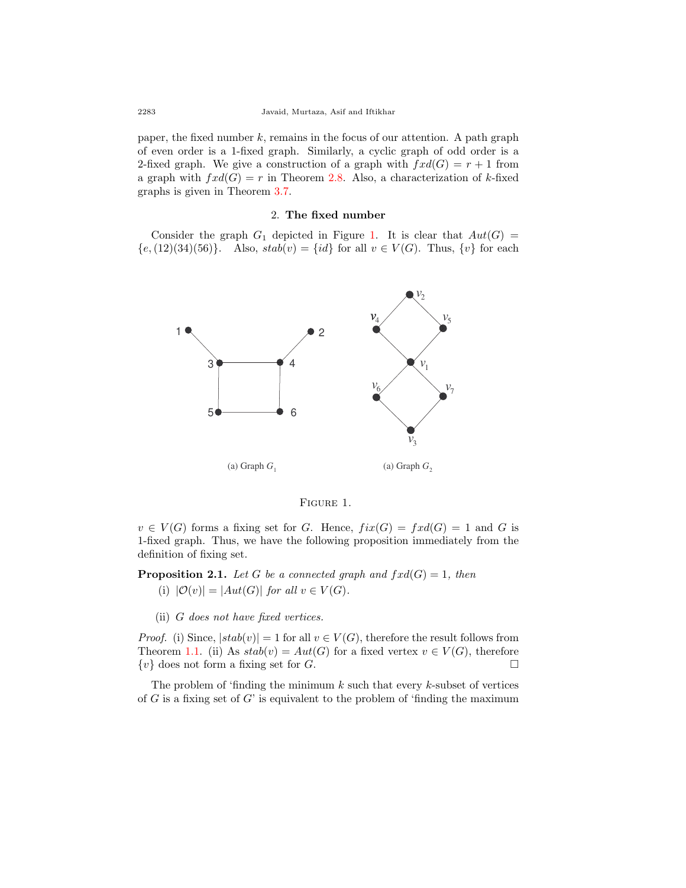paper, the fixed number $k$, remains in the focus of our attention. A path graph of even order is a 1-fixed graph. Similarly, a cyclic graph of odd order is a 2-fixed graph. We give a construction of a graph with $fxd(G) = r + 1$ from a graph with $fxd(G) = r$ in Theorem 2.8. Also, a characterization of $k$-fixed graphs is given in Theorem 3.7.

## 2. The fixed number

Consider the graph $G_1$ depicted in Figure 1. It is clear that $Aut(G) = \{e, (12)(34)(56)\}$. Also, $stab(v) = \{id\}$ for all $v \in V(G)$. Thus, $\{v\}$ for each

(a) Graph $G_1$

(a) Graph $G_2$

Figure 1.

$v \in V(G)$ forms a fixing set for $G$. Hence, $fix(G) = fxd(G) = 1$ and $G$ is 1-fixed graph. Thus, we have the following proposition immediately from the definition of fixing set.

**Proposition 2.1.** *Let $G$ be a connected graph and $fxd(G) = 1$, then*

(i) $|\mathcal{O}(v)| = |Aut(G)|$ *for all* $v \in V(G)$.

(ii) *$G$ does not have fixed vertices.*

*Proof.* (i) Since, $|stab(v)| = 1$ for all $v \in V(G)$, therefore the result follows from Theorem 1.1. (ii) As $stab(v) = Aut(G)$ for a fixed vertex $v \in V(G)$, therefore $\{v\}$ does not form a fixing set for $G$. □

The problem of 'finding the minimum $k$ such that every $k$-subset of vertices of $G$ is a fixing set of $G$' is equivalent to the problem of 'finding the maximum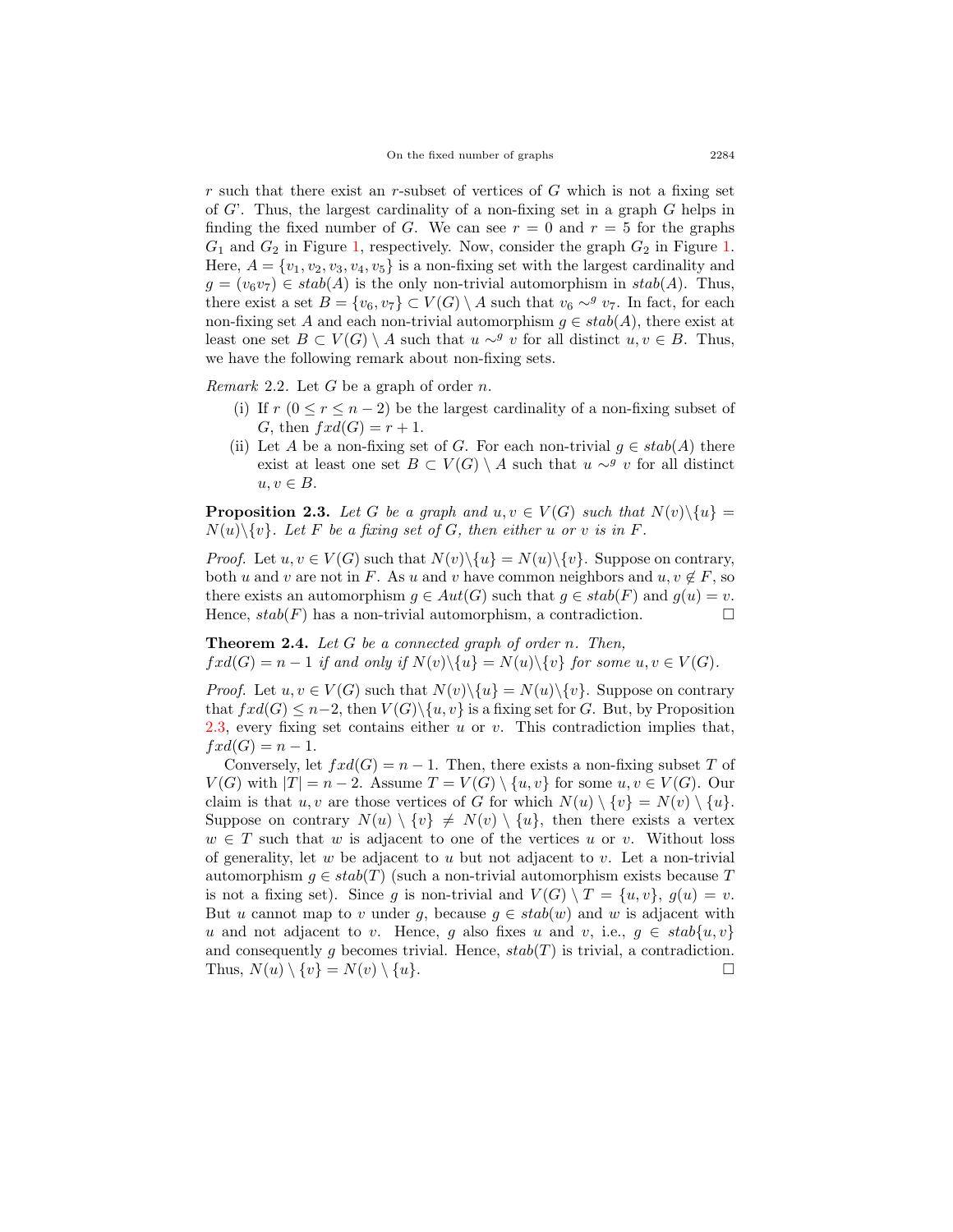$r$ such that there exist an $r$-subset of vertices of $G$ which is not a fixing set of $G$'. Thus, the largest cardinality of a non-fixing set in a graph $G$ helps in finding the fixed number of $G$. We can see $r = 0$ and $r = 5$ for the graphs $G_1$ and $G_2$ in Figure 1, respectively. Now, consider the graph $G_2$ in Figure 1. Here, $A = \{v_1, v_2, v_3, v_4, v_5\}$ is a non-fixing set with the largest cardinality and $g = (v_6 v_7) \in stab(A)$ is the only non-trivial automorphism in $stab(A)$. Thus, there exist a set $B = \{v_6, v_7\} \subset V(G) \setminus A$ such that $v_6 \sim^g v_7$. In fact, for each non-fixing set $A$ and each non-trivial automorphism $g \in stab(A)$, there exist at least one set $B \subset V(G) \setminus A$ such that $u \sim^g v$ for all distinct $u, v \in B$. Thus, we have the following remark about non-fixing sets.

*Remark* 2.2. Let $G$ be a graph of order $n$.

- (i) If $r$ $(0 \leq r \leq n-2)$ be the largest cardinality of a non-fixing subset of $G$, then $fxd(G) = r + 1$.
- (ii) Let $A$ be a non-fixing set of $G$. For each non-trivial $g \in stab(A)$ there exist at least one set $B \subset V(G) \setminus A$ such that $u \sim^g v$ for all distinct $u, v \in B$.

**Proposition 2.3.** *Let $G$ be a graph and $u, v \in V(G)$ such that $N(v)\setminus\{u\} = N(u)\setminus\{v\}$. Let $F$ be a fixing set of $G$, then either $u$ or $v$ is in $F$.*

*Proof.* Let $u, v \in V(G)$ such that $N(v)\setminus\{u\} = N(u)\setminus\{v\}$. Suppose on contrary, both $u$ and $v$ are not in $F$. As $u$ and $v$ have common neighbors and $u, v \notin F$, so there exists an automorphism $g \in Aut(G)$ such that $g \in stab(F)$ and $g(u) = v$. Hence, $stab(F)$ has a non-trivial automorphism, a contradiction. □

**Theorem 2.4.** *Let $G$ be a connected graph of order $n$. Then,*
*$fxd(G) = n - 1$ if and only if $N(v)\setminus\{u\} = N(u)\setminus\{v\}$ for some $u, v \in V(G)$.*

*Proof.* Let $u, v \in V(G)$ such that $N(v)\setminus\{u\} = N(u)\setminus\{v\}$. Suppose on contrary that $fxd(G) \leq n-2$, then $V(G)\setminus\{u, v\}$ is a fixing set for $G$. But, by Proposition 2.3, every fixing set contains either $u$ or $v$. This contradiction implies that, $fxd(G) = n - 1$.

Conversely, let $fxd(G) = n - 1$. Then, there exists a non-fixing subset $T$ of $V(G)$ with $|T| = n - 2$. Assume $T = V(G) \setminus \{u, v\}$ for some $u, v \in V(G)$. Our claim is that $u, v$ are those vertices of $G$ for which $N(u) \setminus \{v\} = N(v) \setminus \{u\}$. Suppose on contrary $N(u) \setminus \{v\} \neq N(v) \setminus \{u\}$, then there exists a vertex $w \in T$ such that $w$ is adjacent to one of the vertices $u$ or $v$. Without loss of generality, let $w$ be adjacent to $u$ but not adjacent to $v$. Let a non-trivial automorphism $g \in stab(T)$ (such a non-trivial automorphism exists because $T$ is not a fixing set). Since $g$ is non-trivial and $V(G) \setminus T = \{u, v\}$, $g(u) = v$. But $u$ cannot map to $v$ under $g$, because $g \in stab(w)$ and $w$ is adjacent with $u$ and not adjacent to $v$. Hence, $g$ also fixes $u$ and $v$, i.e., $g \in stab\{u, v\}$ and consequently $g$ becomes trivial. Hence, $stab(T)$ is trivial, a contradiction. Thus, $N(u) \setminus \{v\} = N(v) \setminus \{u\}$. □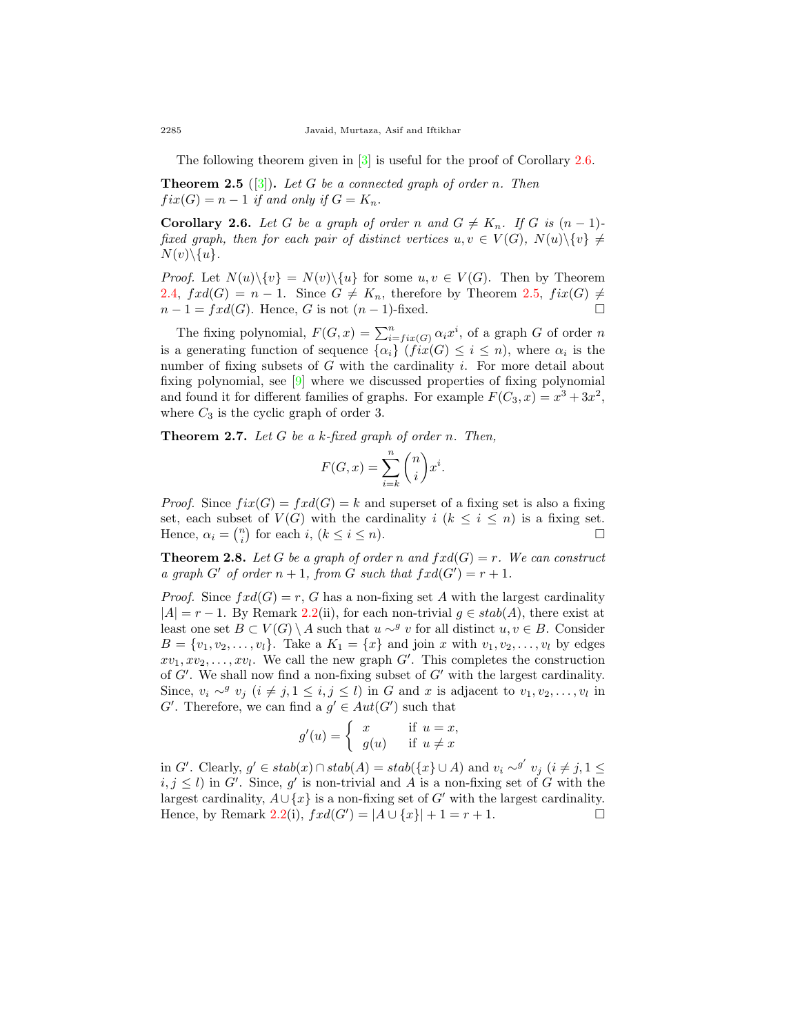The following theorem given in [3] is useful for the proof of Corollary 2.6.

**Theorem 2.5** ([3])**.** *Let $G$ be a connected graph of order $n$. Then $fix(G) = n-1$ if and only if $G = K_n$.*

**Corollary 2.6.** *Let $G$ be a graph of order $n$ and $G \neq K_n$. If $G$ is $(n-1)$-fixed graph, then for each pair of distinct vertices $u, v \in V(G)$, $N(u)\backslash\{v\} \neq N(v)\backslash\{u\}$.*

*Proof.* Let $N(u)\backslash\{v\} = N(v)\backslash\{u\}$ for some $u, v \in V(G)$. Then by Theorem 2.4, $fxd(G) = n-1$. Since $G \neq K_n$, therefore by Theorem 2.5, $fix(G) \neq n-1 = fxd(G)$. Hence, $G$ is not $(n-1)$-fixed. □

The fixing polynomial, $F(G, x) = \sum_{i=fix(G)}^{n} \alpha_i x^i$, of a graph $G$ of order $n$ is a generating function of sequence $\{\alpha_i\}$ $(fix(G) \leq i \leq n)$, where $\alpha_i$ is the number of fixing subsets of $G$ with the cardinality $i$. For more detail about fixing polynomial, see [9] where we discussed properties of fixing polynomial and found it for different families of graphs. For example $F(C_3, x) = x^3 + 3x^2$, where $C_3$ is the cyclic graph of order 3.

**Theorem 2.7.** *Let $G$ be a $k$-fixed graph of order $n$. Then,*

$$F(G, x) = \sum_{i=k}^{n} \binom{n}{i} x^i.$$

*Proof.* Since $fix(G) = fxd(G) = k$ and superset of a fixing set is also a fixing set, each subset of $V(G)$ with the cardinality $i$ $(k \leq i \leq n)$ is a fixing set. Hence, $\alpha_i = \binom{n}{i}$ for each $i$, $(k \leq i \leq n)$. □

**Theorem 2.8.** *Let $G$ be a graph of order $n$ and $fxd(G) = r$. We can construct a graph $G'$ of order $n+1$, from $G$ such that $fxd(G') = r+1$.*

*Proof.* Since $fxd(G) = r$, $G$ has a non-fixing set $A$ with the largest cardinality $|A| = r-1$. By Remark 2.2(ii), for each non-trivial $g \in stab(A)$, there exist at least one set $B \subset V(G) \setminus A$ such that $u \sim^g v$ for all distinct $u, v \in B$. Consider $B = \{v_1, v_2, \ldots, v_l\}$. Take a $K_1 = \{x\}$ and join $x$ with $v_1, v_2, \ldots, v_l$ by edges $xv_1, xv_2, \ldots, xv_l$. We call the new graph $G'$. This completes the construction of $G'$. We shall now find a non-fixing subset of $G'$ with the largest cardinality. Since, $v_i \sim^g v_j$ $(i \neq j, 1 \leq i, j \leq l)$ in $G$ and $x$ is adjacent to $v_1, v_2, \ldots, v_l$ in $G'$. Therefore, we can find a $g' \in Aut(G')$ such that

$$g'(u) = \begin{cases} x & \text{if } u = x, \\ g(u) & \text{if } u \neq x \end{cases}$$

in $G'$. Clearly, $g' \in stab(x) \cap stab(A) = stab(\{x\} \cup A)$ and $v_i \sim^{g'} v_j$ $(i \neq j, 1 \leq i, j \leq l)$ in $G'$. Since, $g'$ is non-trivial and $A$ is a non-fixing set of $G$ with the largest cardinality, $A \cup \{x\}$ is a non-fixing set of $G'$ with the largest cardinality. Hence, by Remark 2.2(i), $fxd(G') = |A \cup \{x\}| + 1 = r+1$. □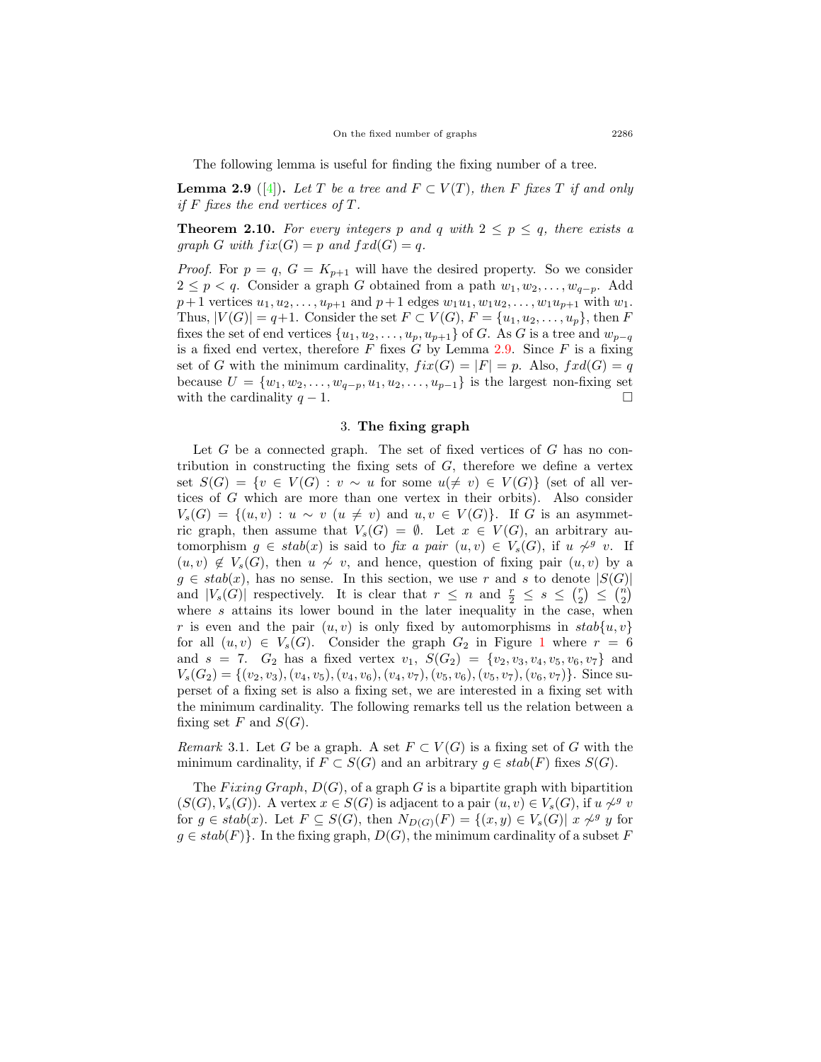The following lemma is useful for finding the fixing number of a tree.

**Lemma 2.9** ([4]). *Let $T$ be a tree and $F \subset V(T)$, then $F$ fixes $T$ if and only if $F$ fixes the end vertices of $T$.*

**Theorem 2.10.** *For every integers $p$ and $q$ with $2 \leq p \leq q$, there exists a graph $G$ with $fix(G) = p$ and $fxd(G) = q$.*

*Proof.* For $p = q$, $G = K_{p+1}$ will have the desired property. So we consider $2 \leq p < q$. Consider a graph $G$ obtained from a path $w_1, w_2, \ldots, w_{q-p}$. Add $p+1$ vertices $u_1, u_2, \ldots, u_{p+1}$ and $p+1$ edges $w_1u_1, w_1u_2, \ldots, w_1u_{p+1}$ with $w_1$. Thus, $|V(G)| = q+1$. Consider the set $F \subset V(G)$, $F = \{u_1, u_2, \ldots, u_p\}$, then $F$ fixes the set of end vertices $\{u_1, u_2, \ldots, u_p, u_{p+1}\}$ of $G$. As $G$ is a tree and $w_{p-q}$ is a fixed end vertex, therefore $F$ fixes $G$ by Lemma 2.9. Since $F$ is a fixing set of $G$ with the minimum cardinality, $fix(G) = |F| = p$. Also, $fxd(G) = q$ because $U = \{w_1, w_2, \ldots, w_{q-p}, u_1, u_2, \ldots, u_{p-1}\}$ is the largest non-fixing set with the cardinality $q - 1$. $\square$

## 3. The fixing graph

Let $G$ be a connected graph. The set of fixed vertices of $G$ has no contribution in constructing the fixing sets of $G$, therefore we define a vertex set $S(G) = \{v \in V(G) : v \sim u$ for some $u(\neq v) \in V(G)\}$ (set of all vertices of $G$ which are more than one vertex in their orbits). Also consider $V_s(G) = \{(u, v) : u \sim v \ (u \neq v)$ and $u, v \in V(G)\}$. If $G$ is an asymmetric graph, then assume that $V_s(G) = \emptyset$. Let $x \in V(G)$, an arbitrary automorphism $g \in stab(x)$ is said to *fix a pair* $(u, v) \in V_s(G)$, if $u \not\sim^g v$. If $(u, v) \notin V_s(G)$, then $u \not\sim v$, and hence, question of fixing pair $(u, v)$ by a $g \in stab(x)$, has no sense. In this section, we use $r$ and $s$ to denote $|S(G)|$ and $|V_s(G)|$ respectively. It is clear that $r \leq n$ and $\frac{r}{2} \leq s \leq \binom{r}{2} \leq \binom{n}{2}$ where $s$ attains its lower bound in the later inequality in the case, when $r$ is even and the pair $(u, v)$ is only fixed by automorphisms in $stab\{u, v\}$ for all $(u, v) \in V_s(G)$. Consider the graph $G_2$ in Figure 1 where $r = 6$ and $s = 7$. $G_2$ has a fixed vertex $v_1$, $S(G_2) = \{v_2, v_3, v_4, v_5, v_6, v_7\}$ and $V_s(G_2) = \{(v_2, v_3), (v_4, v_5), (v_4, v_6), (v_4, v_7), (v_5, v_6), (v_5, v_7), (v_6, v_7)\}$. Since superset of a fixing set is also a fixing set, we are interested in a fixing set with the minimum cardinality. The following remarks tell us the relation between a fixing set $F$ and $S(G)$.

*Remark* 3.1. Let $G$ be a graph. A set $F \subset V(G)$ is a fixing set of $G$ with the minimum cardinality, if $F \subset S(G)$ and an arbitrary $g \in stab(F)$ fixes $S(G)$.

The *Fixing Graph*, $D(G)$, of a graph $G$ is a bipartite graph with bipartition $(S(G), V_s(G))$. A vertex $x \in S(G)$ is adjacent to a pair $(u, v) \in V_s(G)$, if $u \not\sim^g v$ for $g \in stab(x)$. Let $F \subseteq S(G)$, then $N_{D(G)}(F) = \{(x, y) \in V_s(G) |\ x \not\sim^g y$ for $g \in stab(F)\}$. In the fixing graph, $D(G)$, the minimum cardinality of a subset $F$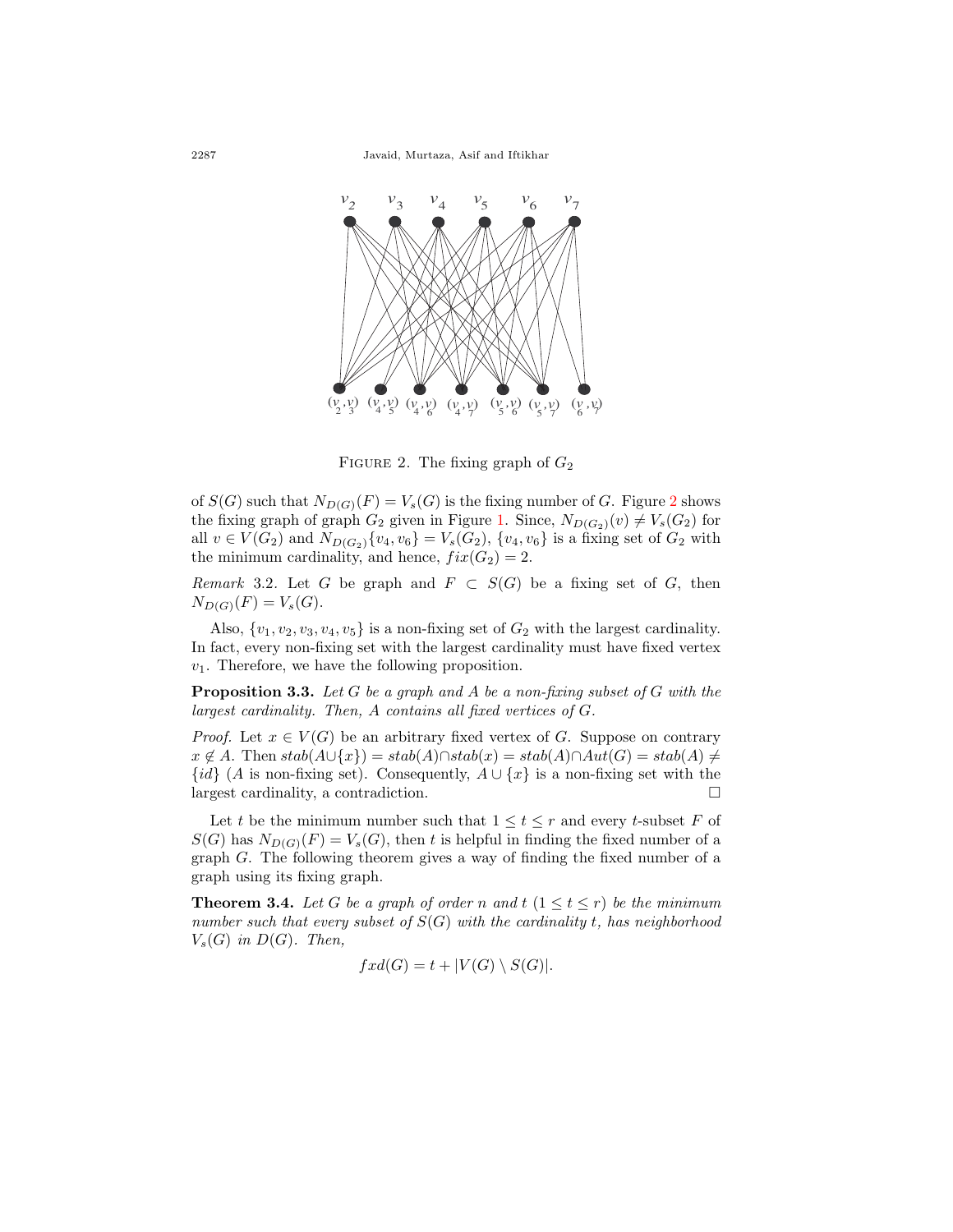FIGURE 2. The fixing graph of $G_2$

of $S(G)$ such that $N_{D(G)}(F) = V_s(G)$ is the fixing number of $G$. Figure 2 shows the fixing graph of graph $G_2$ given in Figure 1. Since, $N_{D(G_2)}(v) \neq V_s(G_2)$ for all $v \in V(G_2)$ and $N_{D(G_2)}\{v_4, v_6\} = V_s(G_2)$, $\{v_4, v_6\}$ is a fixing set of $G_2$ with the minimum cardinality, and hence, $fix(G_2) = 2$.

*Remark* 3.2. Let $G$ be graph and $F \subset S(G)$ be a fixing set of $G$, then $N_{D(G)}(F) = V_s(G)$.

Also, $\{v_1, v_2, v_3, v_4, v_5\}$ is a non-fixing set of $G_2$ with the largest cardinality. In fact, every non-fixing set with the largest cardinality must have fixed vertex $v_1$. Therefore, we have the following proposition.

**Proposition 3.3.** *Let $G$ be a graph and $A$ be a non-fixing subset of $G$ with the largest cardinality. Then, $A$ contains all fixed vertices of $G$.*

*Proof.* Let $x \in V(G)$ be an arbitrary fixed vertex of $G$. Suppose on contrary $x \notin A$. Then $stab(A \cup \{x\}) = stab(A) \cap stab(x) = stab(A) \cap Aut(G) = stab(A) \neq \{id\}$ ($A$ is non-fixing set). Consequently, $A \cup \{x\}$ is a non-fixing set with the largest cardinality, a contradiction. □

Let $t$ be the minimum number such that $1 \leq t \leq r$ and every $t$-subset $F$ of $S(G)$ has $N_{D(G)}(F) = V_s(G)$, then $t$ is helpful in finding the fixed number of a graph $G$. The following theorem gives a way of finding the fixed number of a graph using its fixing graph.

**Theorem 3.4.** *Let $G$ be a graph of order $n$ and $t$ $(1 \leq t \leq r)$ be the minimum number such that every subset of $S(G)$ with the cardinality $t$, has neighborhood $V_s(G)$ in $D(G)$. Then,*

$$fxd(G) = t + |V(G) \setminus S(G)|.$$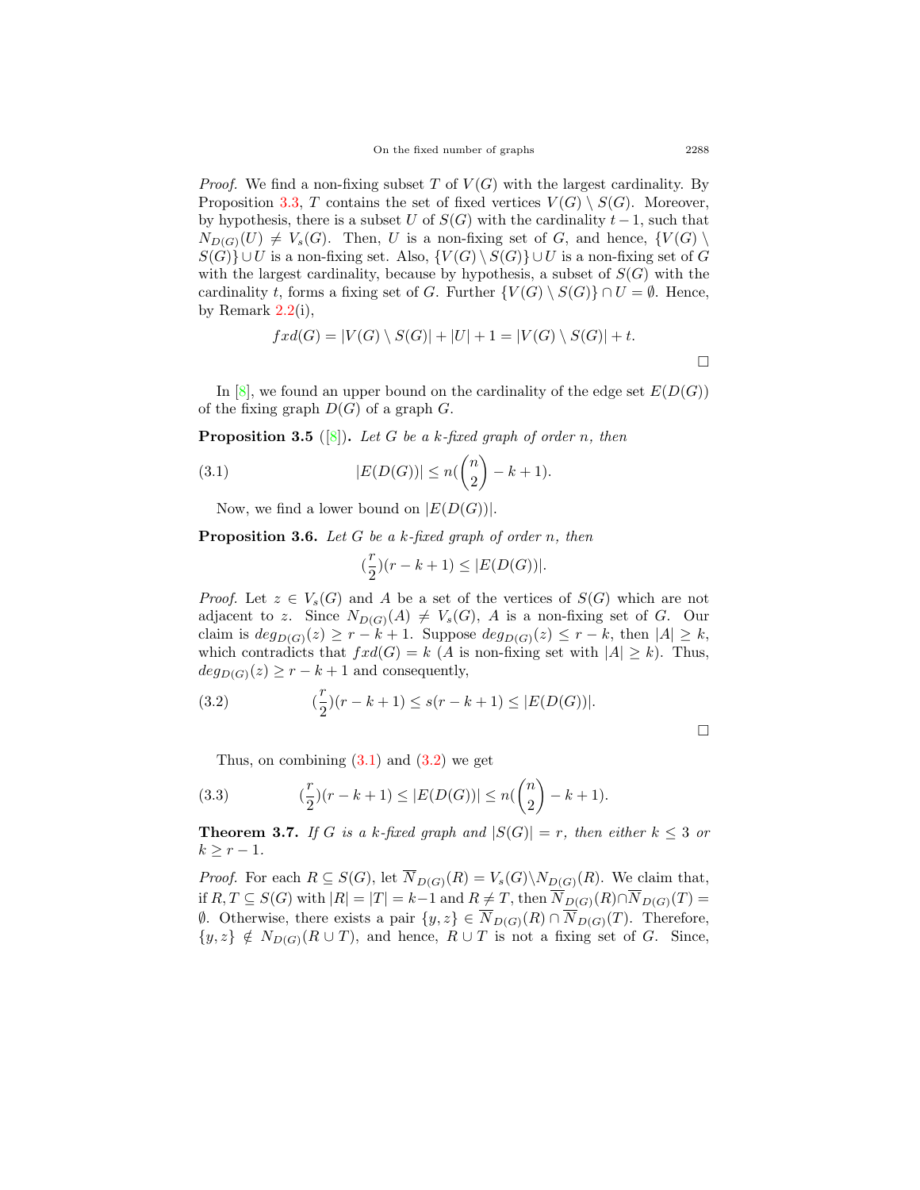*Proof.* We find a non-fixing subset $T$ of $V(G)$ with the largest cardinality. By Proposition 3.3, $T$ contains the set of fixed vertices $V(G) \setminus S(G)$. Moreover, by hypothesis, there is a subset $U$ of $S(G)$ with the cardinality $t-1$, such that $N_{D(G)}(U) \neq V_s(G)$. Then, $U$ is a non-fixing set of $G$, and hence, $\{V(G) \setminus S(G)\} \cup U$ is a non-fixing set. Also, $\{V(G) \setminus S(G)\} \cup U$ is a non-fixing set of $G$ with the largest cardinality, because by hypothesis, a subset of $S(G)$ with the cardinality $t$, forms a fixing set of $G$. Further $\{V(G) \setminus S(G)\} \cap U = \emptyset$. Hence, by Remark 2.2(i),

$$fxd(G) = |V(G) \setminus S(G)| + |U| + 1 = |V(G) \setminus S(G)| + t.$$

□

In [8], we found an upper bound on the cardinality of the edge set $E(D(G))$ of the fixing graph $D(G)$ of a graph $G$.

**Proposition 3.5** ([8])**.** *Let $G$ be a $k$-fixed graph of order $n$, then*

$$|E(D(G))| \leq n(\binom{n}{2} - k + 1). \tag{3.1}$$

Now, we find a lower bound on $|E(D(G))|$.

**Proposition 3.6.** *Let $G$ be a $k$-fixed graph of order $n$, then*

$$(\frac{r}{2})(r - k + 1) \leq |E(D(G))|.$$

*Proof.* Let $z \in V_s(G)$ and $A$ be a set of the vertices of $S(G)$ which are not adjacent to $z$. Since $N_{D(G)}(A) \neq V_s(G)$, $A$ is a non-fixing set of $G$. Our claim is $deg_{D(G)}(z) \geq r - k + 1$. Suppose $deg_{D(G)}(z) \leq r - k$, then $|A| \geq k$, which contradicts that $fxd(G) = k$ ($A$ is non-fixing set with $|A| \geq k$). Thus, $deg_{D(G)}(z) \geq r - k + 1$ and consequently,

$$(\frac{r}{2})(r - k + 1) \leq s(r - k + 1) \leq |E(D(G))|. \tag{3.2}$$

□

Thus, on combining (3.1) and (3.2) we get

$$(\frac{r}{2})(r - k + 1) \leq |E(D(G))| \leq n(\binom{n}{2} - k + 1). \tag{3.3}$$

**Theorem 3.7.** *If $G$ is a $k$-fixed graph and $|S(G)| = r$, then either $k \leq 3$ or $k \geq r - 1$.*

*Proof.* For each $R \subseteq S(G)$, let $\overline{N}_{D(G)}(R) = V_s(G) \setminus N_{D(G)}(R)$. We claim that, if $R, T \subseteq S(G)$ with $|R| = |T| = k-1$ and $R \neq T$, then $\overline{N}_{D(G)}(R) \cap \overline{N}_{D(G)}(T) = \emptyset$. Otherwise, there exists a pair $\{y, z\} \in \overline{N}_{D(G)}(R) \cap \overline{N}_{D(G)}(T)$. Therefore, $\{y, z\} \notin N_{D(G)}(R \cup T)$, and hence, $R \cup T$ is not a fixing set of $G$. Since,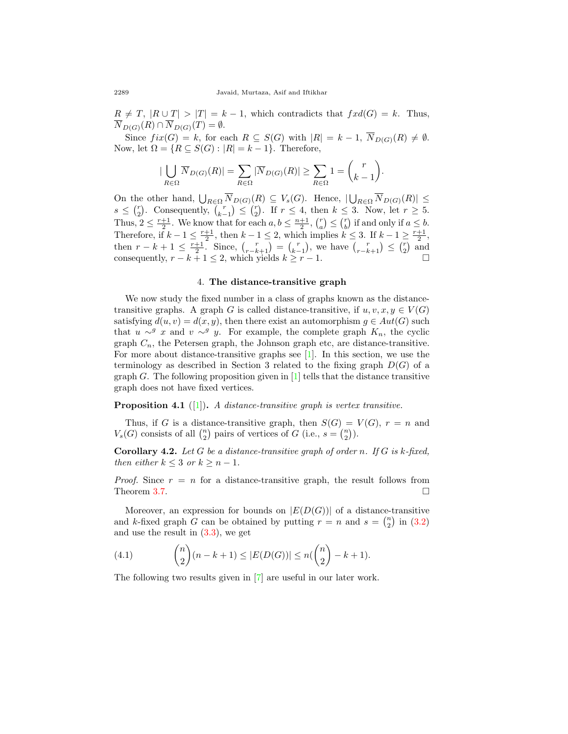$R \neq T$, $|R \cup T| > |T| = k-1$, which contradicts that $fxd(G) = k$. Thus, $\overline{N}_{D(G)}(R) \cap \overline{N}_{D(G)}(T) = \emptyset$.

Since $fix(G) = k$, for each $R \subseteq S(G)$ with $|R| = k-1$, $\overline{N}_{D(G)}(R) \neq \emptyset$. Now, let $\Omega = \{R \subseteq S(G) : |R| = k-1\}$. Therefore,

$$|\bigcup_{R \in \Omega} \overline{N}_{D(G)}(R)| = \sum_{R \in \Omega} |\overline{N}_{D(G)}(R)| \geq \sum_{R \in \Omega} 1 = \binom{r}{k-1}.$$

On the other hand, $\bigcup_{R \in \Omega} \overline{N}_{D(G)}(R) \subseteq V_s(G)$. Hence, $|\bigcup_{R \in \Omega} \overline{N}_{D(G)}(R)| \leq s \leq \binom{r}{2}$. Consequently, $\binom{r}{k-1} \leq \binom{r}{2}$. If $r \leq 4$, then $k \leq 3$. Now, let $r \geq 5$. Thus, $2 \leq \frac{r+1}{2}$. We know that for each $a, b \leq \frac{n+1}{2}$, $\binom{r}{a} \leq \binom{r}{b}$ if and only if $a \leq b$. Therefore, if $k-1 \leq \frac{r+1}{2}$, then $k-1 \leq 2$, which implies $k \leq 3$. If $k-1 \geq \frac{r+1}{2}$, then $r-k+1 \leq \frac{r+1}{2}$. Since, $\binom{r}{r-k+1} = \binom{r}{k-1}$, we have $\binom{r}{r-k+1} \leq \binom{r}{2}$ and consequently, $r-k+1 \leq 2$, which yields $k \geq r-1$. $\square$

## 4. **The distance-transitive graph**

We now study the fixed number in a class of graphs known as the distance-transitive graphs. A graph $G$ is called distance-transitive, if $u, v, x, y \in V(G)$ satisfying $d(u,v) = d(x,y)$, then there exist an automorphism $g \in Aut(G)$ such that $u \sim^g x$ and $v \sim^g y$. For example, the complete graph $K_n$, the cyclic graph $C_n$, the Petersen graph, the Johnson graph etc, are distance-transitive. For more about distance-transitive graphs see [1]. In this section, we use the terminology as described in Section 3 related to the fixing graph $D(G)$ of a graph $G$. The following proposition given in [1] tells that the distance transitive graph does not have fixed vertices.

**Proposition 4.1** ([1])**.** *A distance-transitive graph is vertex transitive.*

Thus, if $G$ is a distance-transitive graph, then $S(G) = V(G)$, $r = n$ and $V_s(G)$ consists of all $\binom{n}{2}$ pairs of vertices of $G$ (i.e., $s = \binom{n}{2}$).

**Corollary 4.2.** *Let $G$ be a distance-transitive graph of order $n$. If $G$ is $k$-fixed, then either $k \leq 3$ or $k \geq n-1$.*

*Proof.* Since $r = n$ for a distance-transitive graph, the result follows from Theorem 3.7. $\square$

Moreover, an expression for bounds on $|E(D(G))|$ of a distance-transitive and $k$-fixed graph $G$ can be obtained by putting $r = n$ and $s = \binom{n}{2}$ in (3.2) and use the result in (3.3), we get

$$\binom{n}{2}(n-k+1) \leq |E(D(G))| \leq n(\binom{n}{2} - k + 1). \tag{4.1}$$

The following two results given in [7] are useful in our later work.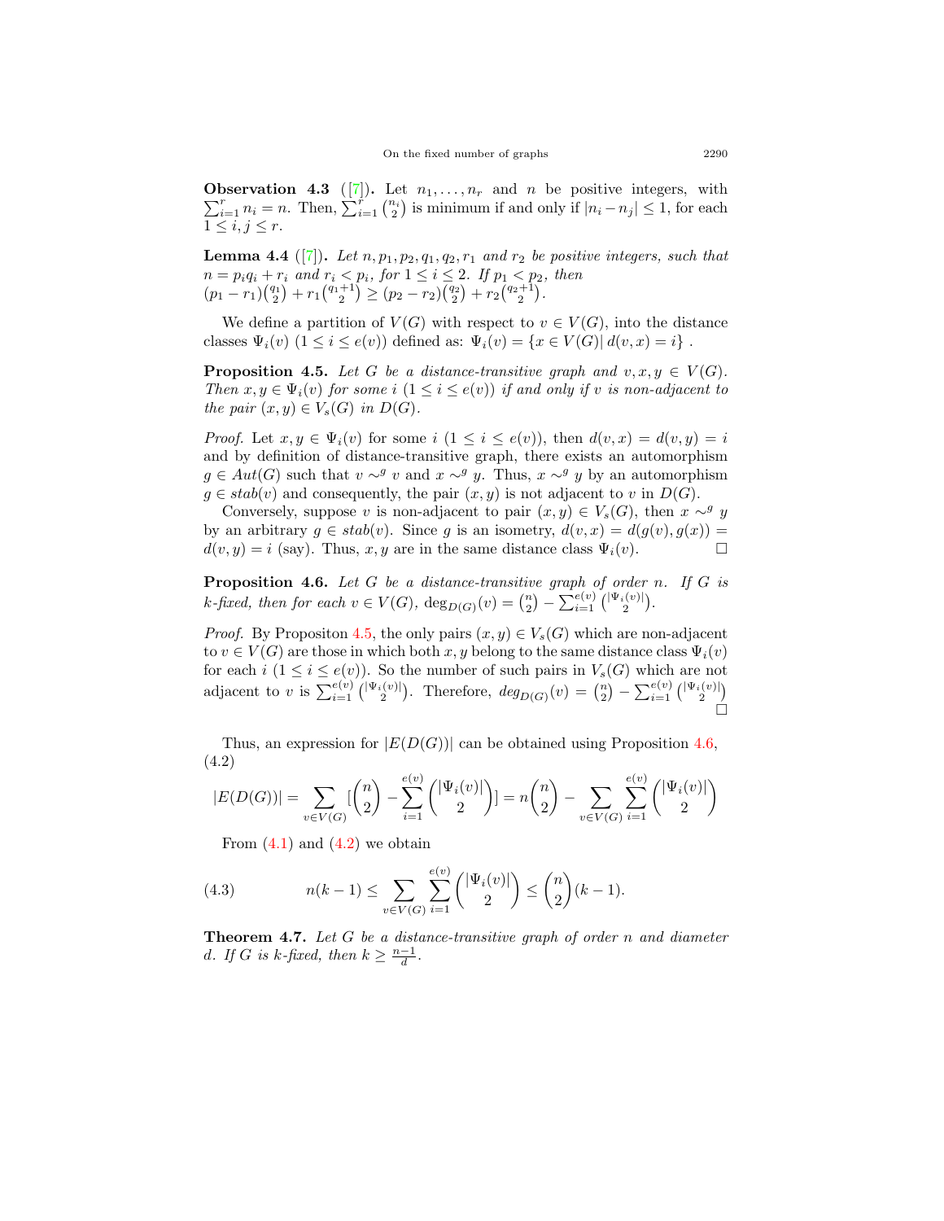**Observation 4.3** ([7]). Let $n_1, \ldots, n_r$ and $n$ be positive integers, with $\sum_{i=1}^{r} n_i = n$. Then, $\sum_{i=1}^{r} \binom{n_i}{2}$ is minimum if and only if $|n_i - n_j| \leq 1$, for each $1 \leq i, j \leq r$.

**Lemma 4.4** ([7]). *Let $n, p_1, p_2, q_1, q_2, r_1$ and $r_2$ be positive integers, such that $n = p_i q_i + r_i$ and $r_i < p_i$, for $1 \leq i \leq 2$. If $p_1 < p_2$, then* $(p_1 - r_1)\binom{q_1}{2} + r_1\binom{q_1+1}{2} \geq (p_2 - r_2)\binom{q_2}{2} + r_2\binom{q_2+1}{2}$.

We define a partition of $V(G)$ with respect to $v \in V(G)$, into the distance classes $\Psi_i(v)$ $(1 \leq i \leq e(v))$ defined as: $\Psi_i(v) = \{x \in V(G) | \, d(v, x) = i\}$ .

**Proposition 4.5.** *Let $G$ be a distance-transitive graph and $v, x, y \in V(G)$. Then $x, y \in \Psi_i(v)$ for some $i$ $(1 \leq i \leq e(v))$ if and only if $v$ is non-adjacent to the pair $(x, y) \in V_s(G)$ in $D(G)$.*

*Proof.* Let $x, y \in \Psi_i(v)$ for some $i$ $(1 \leq i \leq e(v))$, then $d(v, x) = d(v, y) = i$ and by definition of distance-transitive graph, there exists an automorphism $g \in Aut(G)$ such that $v \sim^g v$ and $x \sim^g y$. Thus, $x \sim^g y$ by an automorphism $g \in stab(v)$ and consequently, the pair $(x, y)$ is not adjacent to $v$ in $D(G)$.

Conversely, suppose $v$ is non-adjacent to pair $(x, y) \in V_s(G)$, then $x \sim^g y$ by an arbitrary $g \in stab(v)$. Since $g$ is an isometry, $d(v, x) = d(g(v), g(x)) = d(v, y) = i$ (say). Thus, $x, y$ are in the same distance class $\Psi_i(v)$. $\square$

**Proposition 4.6.** *Let $G$ be a distance-transitive graph of order $n$. If $G$ is $k$-fixed, then for each $v \in V(G)$, $\deg_{D(G)}(v) = \binom{n}{2} - \sum_{i=1}^{e(v)} \binom{|\Psi_i(v)|}{2}$.*

*Proof.* By Propositon 4.5, the only pairs $(x, y) \in V_s(G)$ which are non-adjacent to $v \in V(G)$ are those in which both $x, y$ belong to the same distance class $\Psi_i(v)$ for each $i$ $(1 \leq i \leq e(v))$. So the number of such pairs in $V_s(G)$ which are not adjacent to $v$ is $\sum_{i=1}^{e(v)} \binom{|\Psi_i(v)|}{2}$. Therefore, $deg_{D(G)}(v) = \binom{n}{2} - \sum_{i=1}^{e(v)} \binom{|\Psi_i(v)|}{2}$ $\square$

Thus, an expression for $|E(D(G))|$ can be obtained using Proposition 4.6, (4.2)

$$|E(D(G))| = \sum_{v \in V(G)} [\binom{n}{2} - \sum_{i=1}^{e(v)} \binom{|\Psi_i(v)|}{2}] = n\binom{n}{2} - \sum_{v \in V(G)} \sum_{i=1}^{e(v)} \binom{|\Psi_i(v)|}{2}$$

From (4.1) and (4.2) we obtain

$$n(k-1) \leq \sum_{v \in V(G)} \sum_{i=1}^{e(v)} \binom{|\Psi_i(v)|}{2} \leq \binom{n}{2}(k-1). \tag{4.3}$$

**Theorem 4.7.** *Let $G$ be a distance-transitive graph of order $n$ and diameter $d$. If $G$ is $k$-fixed, then $k \geq \frac{n-1}{d}$.*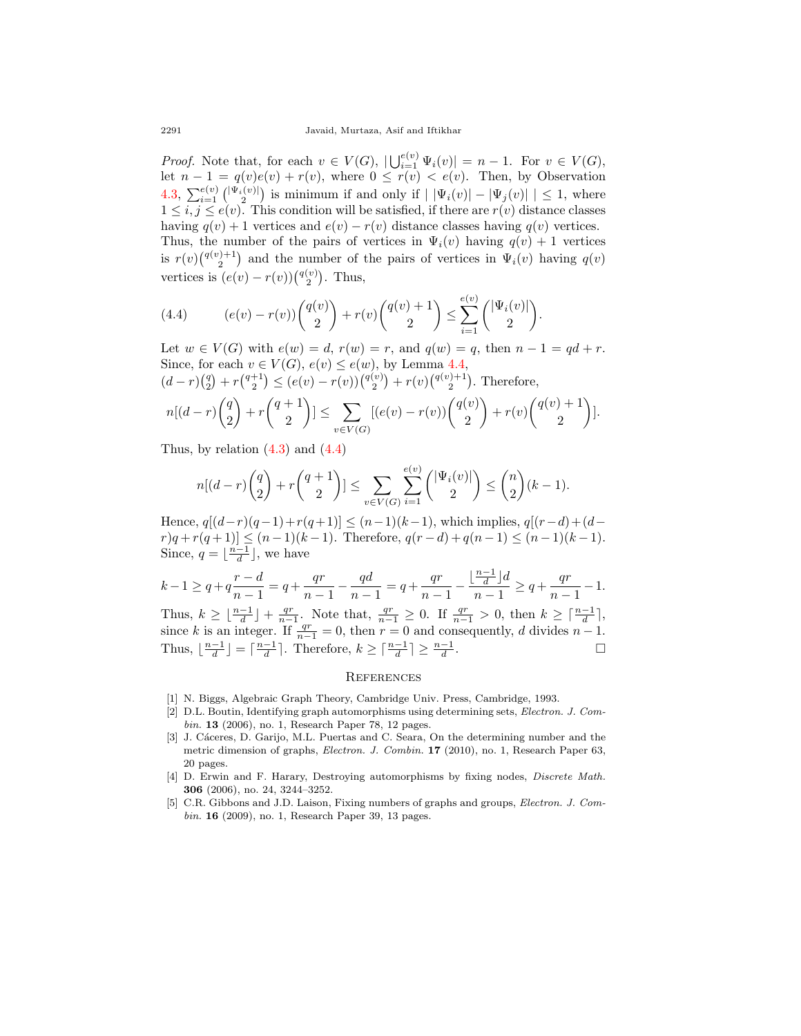*Proof.* Note that, for each $v \in V(G)$, $|\bigcup_{i=1}^{e(v)} \Psi_i(v)| = n-1$. For $v \in V(G)$, let $n-1 = q(v)e(v) + r(v)$, where $0 \le r(v) < e(v)$. Then, by Observation 4.3, $\sum_{i=1}^{e(v)} \binom{|\Psi_i(v)|}{2}$ is minimum if and only if $|\,|\Psi_i(v)| - |\Psi_j(v)|\,| \le 1$, where $1 \le i, j \le e(v)$. This condition will be satisfied, if there are $r(v)$ distance classes having $q(v)+1$ vertices and $e(v) - r(v)$ distance classes having $q(v)$ vertices. Thus, the number of the pairs of vertices in $\Psi_i(v)$ having $q(v)+1$ vertices is $r(v)\binom{q(v)+1}{2}$ and the number of the pairs of vertices in $\Psi_i(v)$ having $q(v)$ vertices is $(e(v) - r(v))\binom{q(v)}{2}$. Thus,

$$(4.4) \qquad (e(v) - r(v))\binom{q(v)}{2} + r(v)\binom{q(v)+1}{2} \le \sum_{i=1}^{e(v)} \binom{|\Psi_i(v)|}{2}.$$

Let $w \in V(G)$ with $e(w) = d$, $r(w) = r$, and $q(w) = q$, then $n-1 = qd + r$. Since, for each $v \in V(G)$, $e(v) \le e(w)$, by Lemma 4.4, $(d-r)\binom{q}{2} + r\binom{q+1}{2} \le (e(v) - r(v))\binom{q(v)}{2} + r(v)\binom{q(v)+1}{2}$. Therefore,

$$n[(d-r)\binom{q}{2} + r\binom{q+1}{2}] \le \sum_{v \in V(G)} [(e(v) - r(v))\binom{q(v)}{2} + r(v)\binom{q(v)+1}{2}].$$

Thus, by relation (4.3) and (4.4)

$$n[(d-r)\binom{q}{2} + r\binom{q+1}{2}] \le \sum_{v \in V(G)} \sum_{i=1}^{e(v)} \binom{|\Psi_i(v)|}{2} \le \binom{n}{2}(k-1).$$

Hence, $q[(d-r)(q-1) + r(q+1)] \le (n-1)(k-1)$, which implies, $q[(r-d) + (d-r)q + r(q+1)] \le (n-1)(k-1)$. Therefore, $q(r-d) + q(n-1) \le (n-1)(k-1)$. Since, $q = \lfloor \frac{n-1}{d} \rfloor$, we have

$$k - 1 \ge q + q\frac{r-d}{n-1} = q + \frac{qr}{n-1} - \frac{qd}{n-1} = q + \frac{qr}{n-1} - \frac{\lfloor \frac{n-1}{d} \rfloor d}{n-1} \ge q + \frac{qr}{n-1} - 1.$$

Thus, $k \ge \lfloor \frac{n-1}{d} \rfloor + \frac{qr}{n-1}$. Note that, $\frac{qr}{n-1} \ge 0$. If $\frac{qr}{n-1} > 0$, then $k \ge \lceil \frac{n-1}{d} \rceil$, since $k$ is an integer. If $\frac{qr}{n-1} = 0$, then $r = 0$ and consequently, $d$ divides $n-1$. Thus, $\lfloor \frac{n-1}{d} \rfloor = \lceil \frac{n-1}{d} \rceil$. Therefore, $k \ge \lceil \frac{n-1}{d} \rceil \ge \frac{n-1}{d}$. □

## References

[1] N. Biggs, Algebraic Graph Theory, Cambridge Univ. Press, Cambridge, 1993.

[2] D.L. Boutin, Identifying graph automorphisms using determining sets, *Electron. J. Combin.* **13** (2006), no. 1, Research Paper 78, 12 pages.

[3] J. Cáceres, D. Garijo, M.L. Puertas and C. Seara, On the determining number and the metric dimension of graphs, *Electron. J. Combin.* **17** (2010), no. 1, Research Paper 63, 20 pages.

[4] D. Erwin and F. Harary, Destroying automorphisms by fixing nodes, *Discrete Math.* **306** (2006), no. 24, 3244–3252.

[5] C.R. Gibbons and J.D. Laison, Fixing numbers of graphs and groups, *Electron. J. Combin.* **16** (2009), no. 1, Research Paper 39, 13 pages.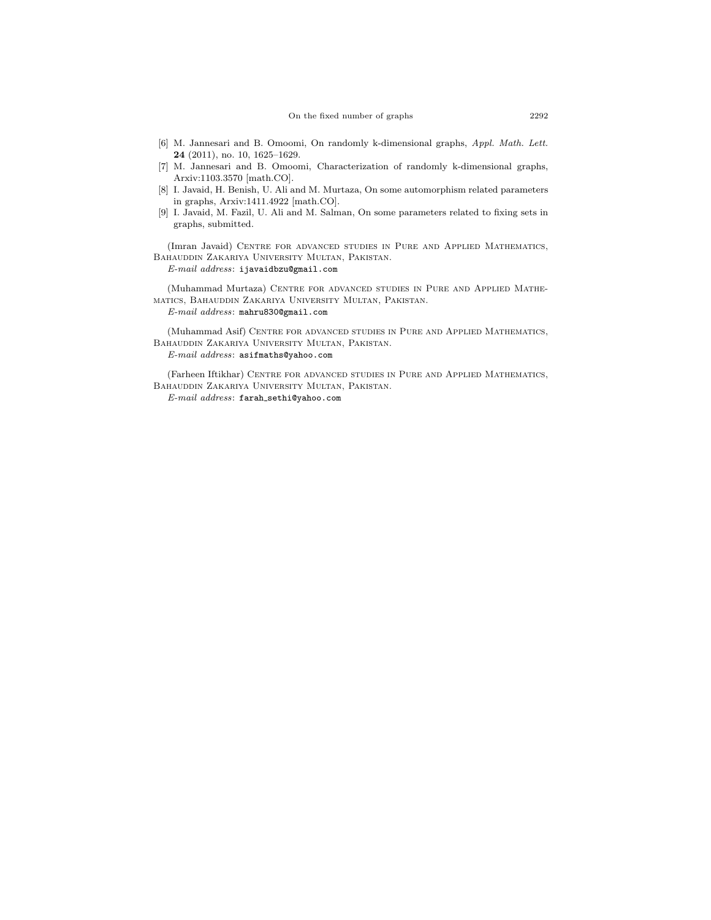[6] M. Jannesari and B. Omoomi, On randomly k-dimensional graphs, *Appl. Math. Lett.* **24** (2011), no. 10, 1625–1629.

[7] M. Jannesari and B. Omoomi, Characterization of randomly k-dimensional graphs, Arxiv:1103.3570 [math.CO].

[8] I. Javaid, H. Benish, U. Ali and M. Murtaza, On some automorphism related parameters in graphs, Arxiv:1411.4922 [math.CO].

[9] I. Javaid, M. Fazil, U. Ali and M. Salman, On some parameters related to fixing sets in graphs, submitted.

(Imran Javaid) Centre for advanced studies in Pure and Applied Mathematics, Bahauddin Zakariya University Multan, Pakistan.
*E-mail address*: ijavaidbzu@gmail.com

(Muhammad Murtaza) Centre for advanced studies in Pure and Applied Mathematics, Bahauddin Zakariya University Multan, Pakistan.
*E-mail address*: mahru830@gmail.com

(Muhammad Asif) Centre for advanced studies in Pure and Applied Mathematics, Bahauddin Zakariya University Multan, Pakistan.
*E-mail address*: asifmaths@yahoo.com

(Farheen Iftikhar) Centre for advanced studies in Pure and Applied Mathematics, Bahauddin Zakariya University Multan, Pakistan.
*E-mail address*: farah_sethi@yahoo.com